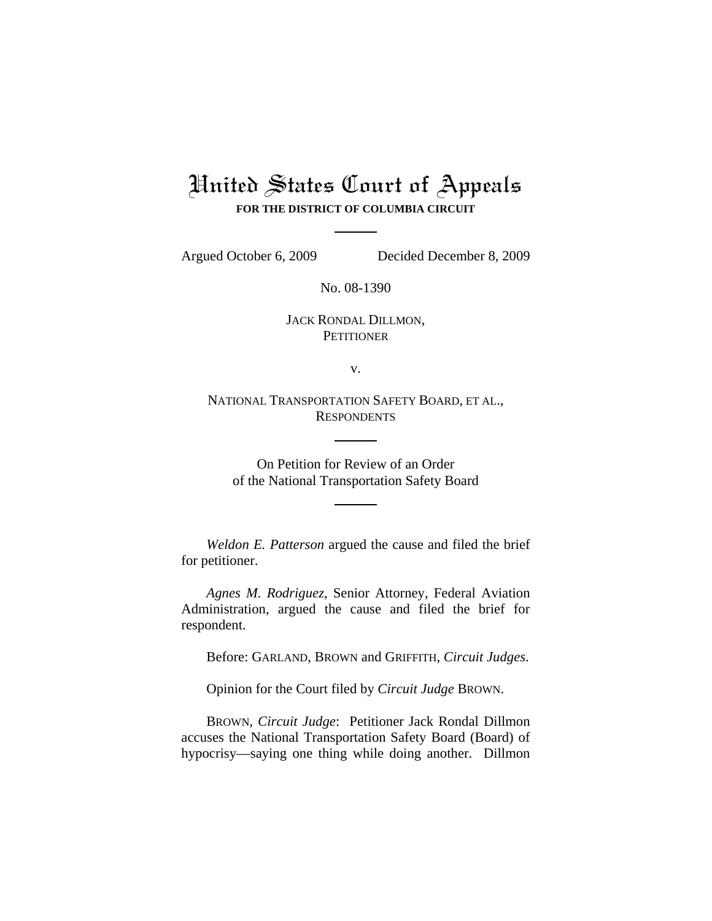# United States Court of Appeals

**FOR THE DISTRICT OF COLUMBIA CIRCUIT**

Argued October 6, 2009 Decided December 8, 2009

No. 08-1390

JACK RONDAL DILLMON,
PETITIONER

v.

NATIONAL TRANSPORTATION SAFETY BOARD, ET AL.,
RESPONDENTS

On Petition for Review of an Order
of the National Transportation Safety Board

*Weldon E. Patterson* argued the cause and filed the brief for petitioner.

*Agnes M. Rodriguez*, Senior Attorney, Federal Aviation Administration, argued the cause and filed the brief for respondent.

Before: GARLAND, BROWN and GRIFFITH, *Circuit Judges*.

Opinion for the Court filed by *Circuit Judge* BROWN.

BROWN, *Circuit Judge*: Petitioner Jack Rondal Dillmon accuses the National Transportation Safety Board (Board) of hypocrisy—saying one thing while doing another. Dillmon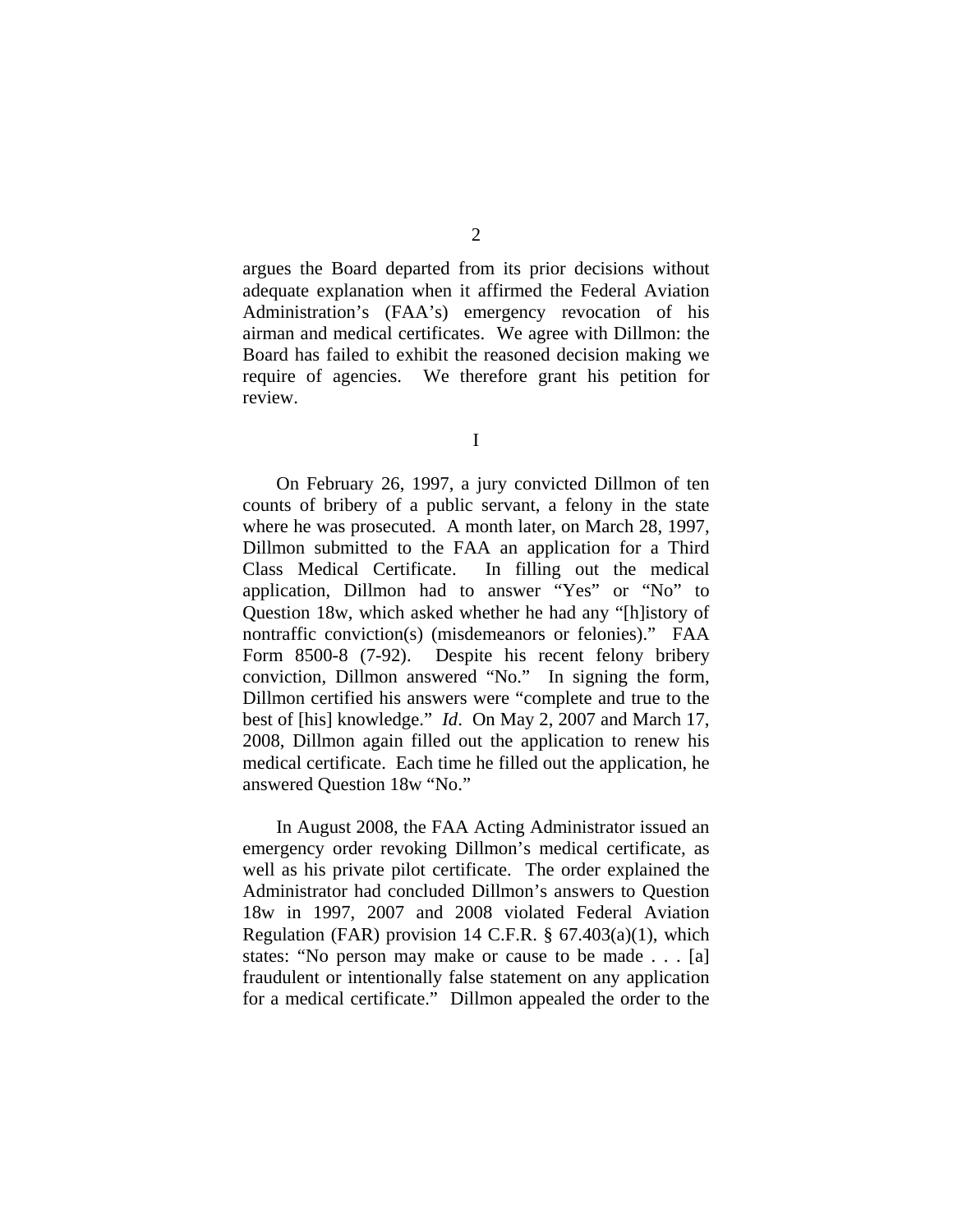argues the Board departed from its prior decisions without adequate explanation when it affirmed the Federal Aviation Administration's (FAA's) emergency revocation of his airman and medical certificates. We agree with Dillmon: the Board has failed to exhibit the reasoned decision making we require of agencies. We therefore grant his petition for review.

I

On February 26, 1997, a jury convicted Dillmon of ten counts of bribery of a public servant, a felony in the state where he was prosecuted. A month later, on March 28, 1997, Dillmon submitted to the FAA an application for a Third Class Medical Certificate. In filling out the medical application, Dillmon had to answer "Yes" or "No" to Question 18w, which asked whether he had any "[h]istory of nontraffic conviction(s) (misdemeanors or felonies)." FAA Form 8500-8 (7-92). Despite his recent felony bribery conviction, Dillmon answered "No." In signing the form, Dillmon certified his answers were "complete and true to the best of [his] knowledge." *Id*. On May 2, 2007 and March 17, 2008, Dillmon again filled out the application to renew his medical certificate. Each time he filled out the application, he answered Question 18w "No."

In August 2008, the FAA Acting Administrator issued an emergency order revoking Dillmon's medical certificate, as well as his private pilot certificate. The order explained the Administrator had concluded Dillmon's answers to Question 18w in 1997, 2007 and 2008 violated Federal Aviation Regulation (FAR) provision 14 C.F.R. § 67.403(a)(1), which states: "No person may make or cause to be made . . . [a] fraudulent or intentionally false statement on any application for a medical certificate." Dillmon appealed the order to the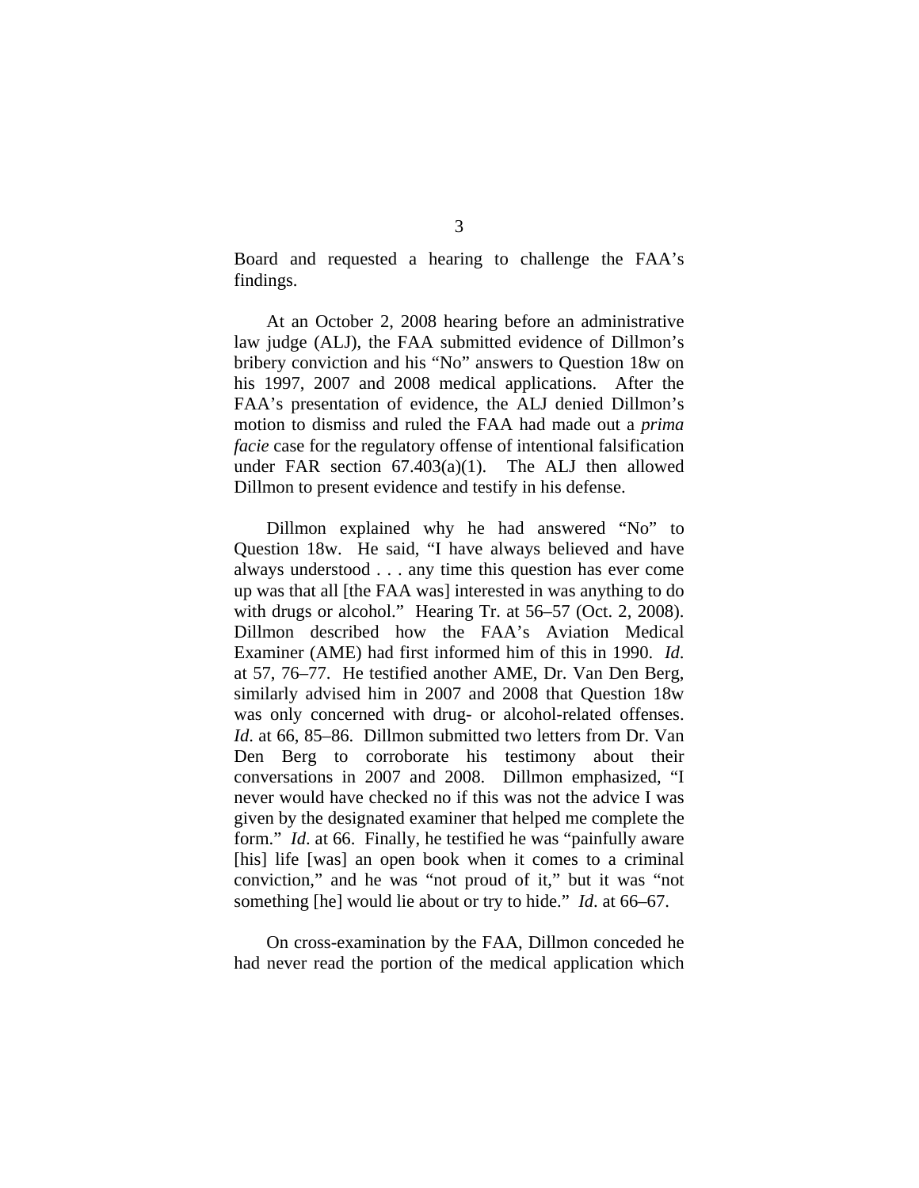Board and requested a hearing to challenge the FAA's findings.

At an October 2, 2008 hearing before an administrative law judge (ALJ), the FAA submitted evidence of Dillmon's bribery conviction and his "No" answers to Question 18w on his 1997, 2007 and 2008 medical applications. After the FAA's presentation of evidence, the ALJ denied Dillmon's motion to dismiss and ruled the FAA had made out a *prima facie* case for the regulatory offense of intentional falsification under FAR section 67.403(a)(1). The ALJ then allowed Dillmon to present evidence and testify in his defense.

Dillmon explained why he had answered "No" to Question 18w. He said, "I have always believed and have always understood . . . any time this question has ever come up was that all [the FAA was] interested in was anything to do with drugs or alcohol." Hearing Tr. at 56–57 (Oct. 2, 2008). Dillmon described how the FAA's Aviation Medical Examiner (AME) had first informed him of this in 1990. *Id*. at 57, 76–77. He testified another AME, Dr. Van Den Berg, similarly advised him in 2007 and 2008 that Question 18w was only concerned with drug- or alcohol-related offenses. *Id*. at 66, 85–86. Dillmon submitted two letters from Dr. Van Den Berg to corroborate his testimony about their conversations in 2007 and 2008. Dillmon emphasized, "I never would have checked no if this was not the advice I was given by the designated examiner that helped me complete the form." *Id*. at 66. Finally, he testified he was "painfully aware [his] life [was] an open book when it comes to a criminal conviction," and he was "not proud of it," but it was "not something [he] would lie about or try to hide." *Id*. at 66–67.

On cross-examination by the FAA, Dillmon conceded he had never read the portion of the medical application which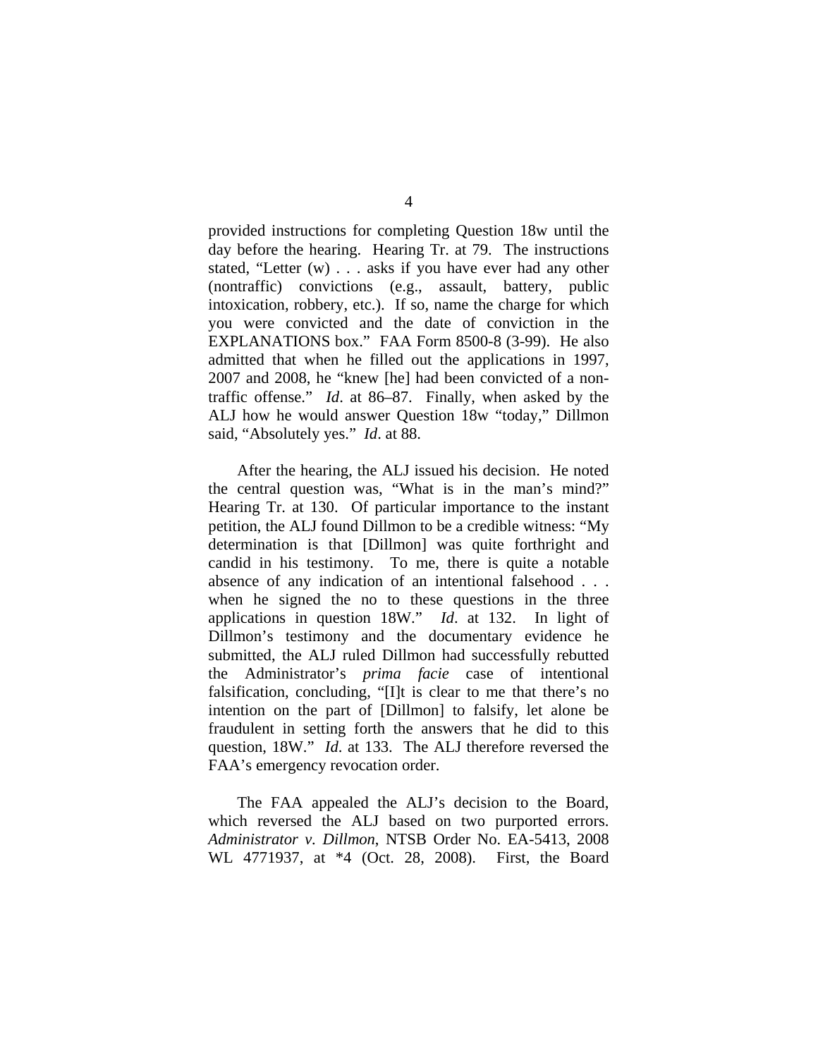provided instructions for completing Question 18w until the day before the hearing. Hearing Tr. at 79. The instructions stated, "Letter (w) . . . asks if you have ever had any other (nontraffic) convictions (e.g., assault, battery, public intoxication, robbery, etc.). If so, name the charge for which you were convicted and the date of conviction in the EXPLANATIONS box." FAA Form 8500-8 (3-99). He also admitted that when he filled out the applications in 1997, 2007 and 2008, he "knew [he] had been convicted of a non-traffic offense." *Id*. at 86–87. Finally, when asked by the ALJ how he would answer Question 18w "today," Dillmon said, "Absolutely yes." *Id*. at 88.

After the hearing, the ALJ issued his decision. He noted the central question was, "What is in the man's mind?" Hearing Tr. at 130. Of particular importance to the instant petition, the ALJ found Dillmon to be a credible witness: "My determination is that [Dillmon] was quite forthright and candid in his testimony. To me, there is quite a notable absence of any indication of an intentional falsehood . . . when he signed the no to these questions in the three applications in question 18W." *Id*. at 132. In light of Dillmon's testimony and the documentary evidence he submitted, the ALJ ruled Dillmon had successfully rebutted the Administrator's *prima facie* case of intentional falsification, concluding, "[I]t is clear to me that there's no intention on the part of [Dillmon] to falsify, let alone be fraudulent in setting forth the answers that he did to this question, 18W." *Id*. at 133. The ALJ therefore reversed the FAA's emergency revocation order.

The FAA appealed the ALJ's decision to the Board, which reversed the ALJ based on two purported errors. *Administrator v. Dillmon*, NTSB Order No. EA-5413, 2008 WL 4771937, at *4 (Oct. 28, 2008). First, the Board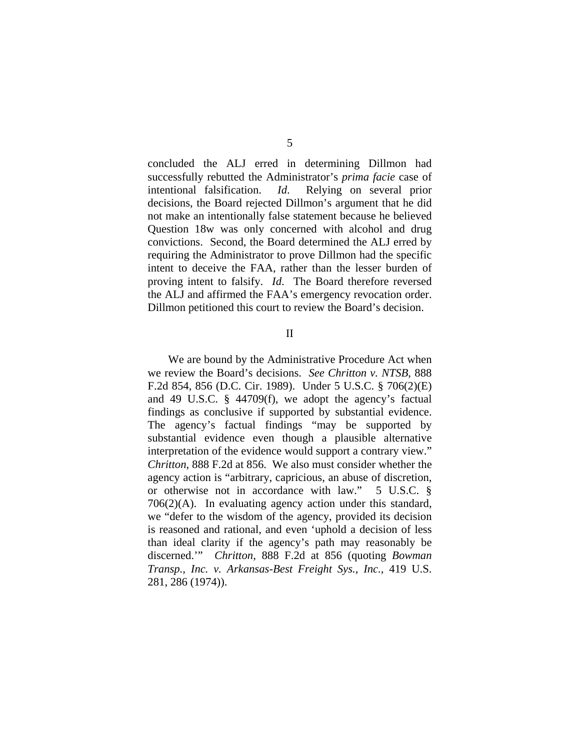concluded the ALJ erred in determining Dillmon had successfully rebutted the Administrator's *prima facie* case of intentional falsification. *Id*. Relying on several prior decisions, the Board rejected Dillmon's argument that he did not make an intentionally false statement because he believed Question 18w was only concerned with alcohol and drug convictions. Second, the Board determined the ALJ erred by requiring the Administrator to prove Dillmon had the specific intent to deceive the FAA, rather than the lesser burden of proving intent to falsify. *Id*. The Board therefore reversed the ALJ and affirmed the FAA's emergency revocation order. Dillmon petitioned this court to review the Board's decision.

## II

We are bound by the Administrative Procedure Act when we review the Board's decisions. *See Chritton v. NTSB*, 888 F.2d 854, 856 (D.C. Cir. 1989). Under 5 U.S.C. § 706(2)(E) and 49 U.S.C. § 44709(f), we adopt the agency's factual findings as conclusive if supported by substantial evidence. The agency's factual findings "may be supported by substantial evidence even though a plausible alternative interpretation of the evidence would support a contrary view." *Chritton*, 888 F.2d at 856. We also must consider whether the agency action is "arbitrary, capricious, an abuse of discretion, or otherwise not in accordance with law." 5 U.S.C. § 706(2)(A). In evaluating agency action under this standard, we "defer to the wisdom of the agency, provided its decision is reasoned and rational, and even 'uphold a decision of less than ideal clarity if the agency's path may reasonably be discerned.'" *Chritton*, 888 F.2d at 856 (quoting *Bowman Transp., Inc. v. Arkansas-Best Freight Sys., Inc.*, 419 U.S. 281, 286 (1974)).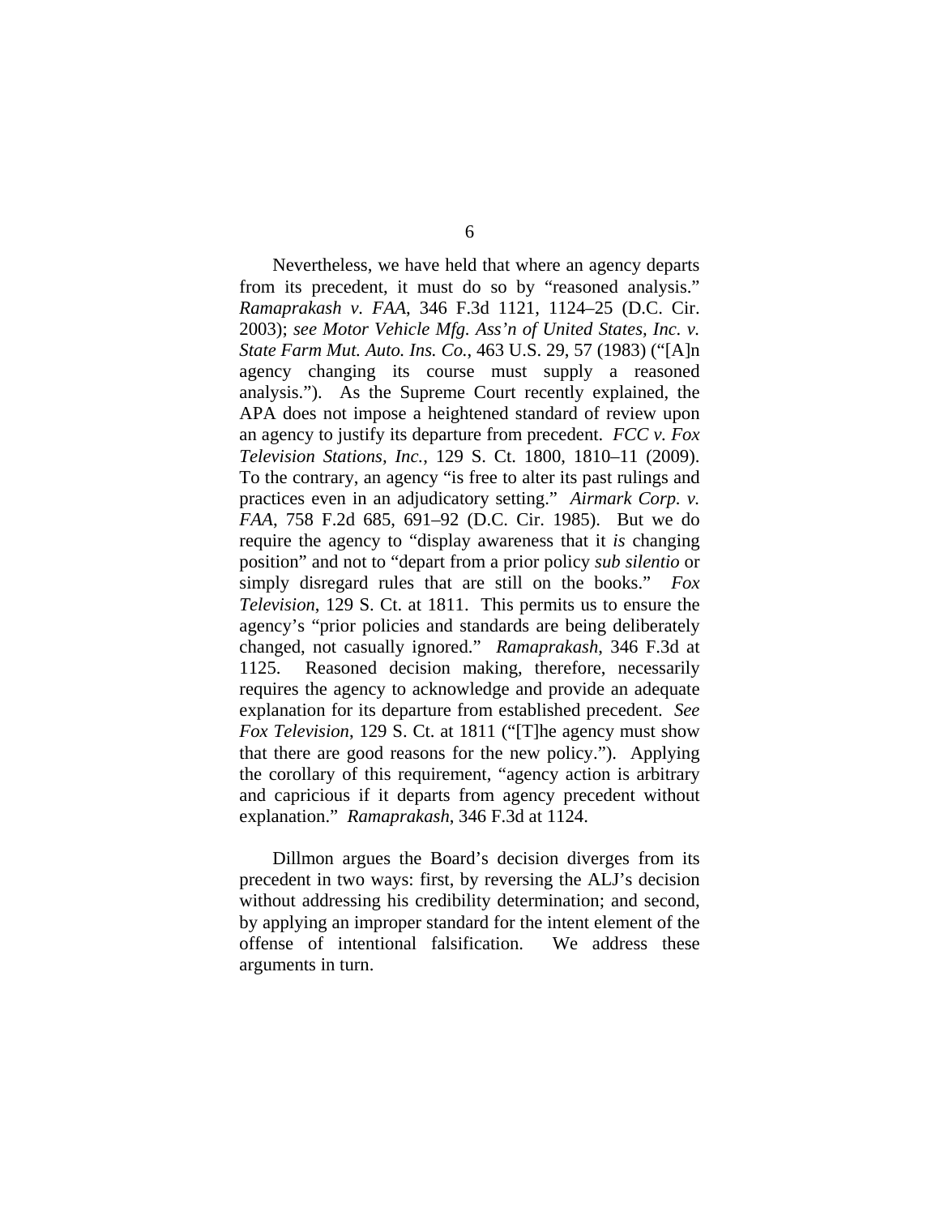Nevertheless, we have held that where an agency departs from its precedent, it must do so by "reasoned analysis." *Ramaprakash v. FAA*, 346 F.3d 1121, 1124–25 (D.C. Cir. 2003); *see Motor Vehicle Mfg. Ass'n of United States, Inc. v. State Farm Mut. Auto. Ins. Co.*, 463 U.S. 29, 57 (1983) ("[A]n agency changing its course must supply a reasoned analysis."). As the Supreme Court recently explained, the APA does not impose a heightened standard of review upon an agency to justify its departure from precedent. *FCC v. Fox Television Stations, Inc.*, 129 S. Ct. 1800, 1810–11 (2009). To the contrary, an agency "is free to alter its past rulings and practices even in an adjudicatory setting." *Airmark Corp. v. FAA*, 758 F.2d 685, 691–92 (D.C. Cir. 1985). But we do require the agency to "display awareness that it *is* changing position" and not to "depart from a prior policy *sub silentio* or simply disregard rules that are still on the books." *Fox Television*, 129 S. Ct. at 1811. This permits us to ensure the agency's "prior policies and standards are being deliberately changed, not casually ignored." *Ramaprakash*, 346 F.3d at 1125. Reasoned decision making, therefore, necessarily requires the agency to acknowledge and provide an adequate explanation for its departure from established precedent. *See Fox Television*, 129 S. Ct. at 1811 ("[T]he agency must show that there are good reasons for the new policy."). Applying the corollary of this requirement, "agency action is arbitrary and capricious if it departs from agency precedent without explanation." *Ramaprakash*, 346 F.3d at 1124.

Dillmon argues the Board's decision diverges from its precedent in two ways: first, by reversing the ALJ's decision without addressing his credibility determination; and second, by applying an improper standard for the intent element of the offense of intentional falsification. We address these arguments in turn.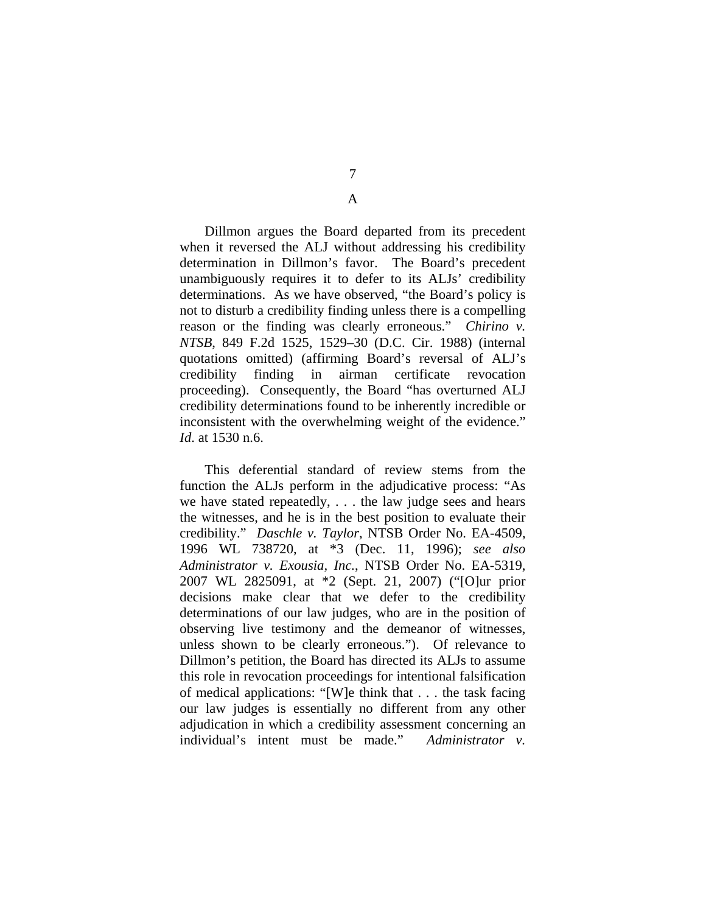## A

Dillmon argues the Board departed from its precedent when it reversed the ALJ without addressing his credibility determination in Dillmon's favor. The Board's precedent unambiguously requires it to defer to its ALJs' credibility determinations. As we have observed, "the Board's policy is not to disturb a credibility finding unless there is a compelling reason or the finding was clearly erroneous." *Chirino v. NTSB*, 849 F.2d 1525, 1529–30 (D.C. Cir. 1988) (internal quotations omitted) (affirming Board's reversal of ALJ's credibility finding in airman certificate revocation proceeding). Consequently, the Board "has overturned ALJ credibility determinations found to be inherently incredible or inconsistent with the overwhelming weight of the evidence." *Id*. at 1530 n.6.

This deferential standard of review stems from the function the ALJs perform in the adjudicative process: "As we have stated repeatedly, . . . the law judge sees and hears the witnesses, and he is in the best position to evaluate their credibility." *Daschle v. Taylor*, NTSB Order No. EA-4509, 1996 WL 738720, at *3 (Dec. 11, 1996); *see also Administrator v. Exousia, Inc.*, NTSB Order No. EA-5319, 2007 WL 2825091, at *2 (Sept. 21, 2007) ("[O]ur prior decisions make clear that we defer to the credibility determinations of our law judges, who are in the position of observing live testimony and the demeanor of witnesses, unless shown to be clearly erroneous."). Of relevance to Dillmon's petition, the Board has directed its ALJs to assume this role in revocation proceedings for intentional falsification of medical applications: "[W]e think that . . . the task facing our law judges is essentially no different from any other adjudication in which a credibility assessment concerning an individual's intent must be made." *Administrator v.*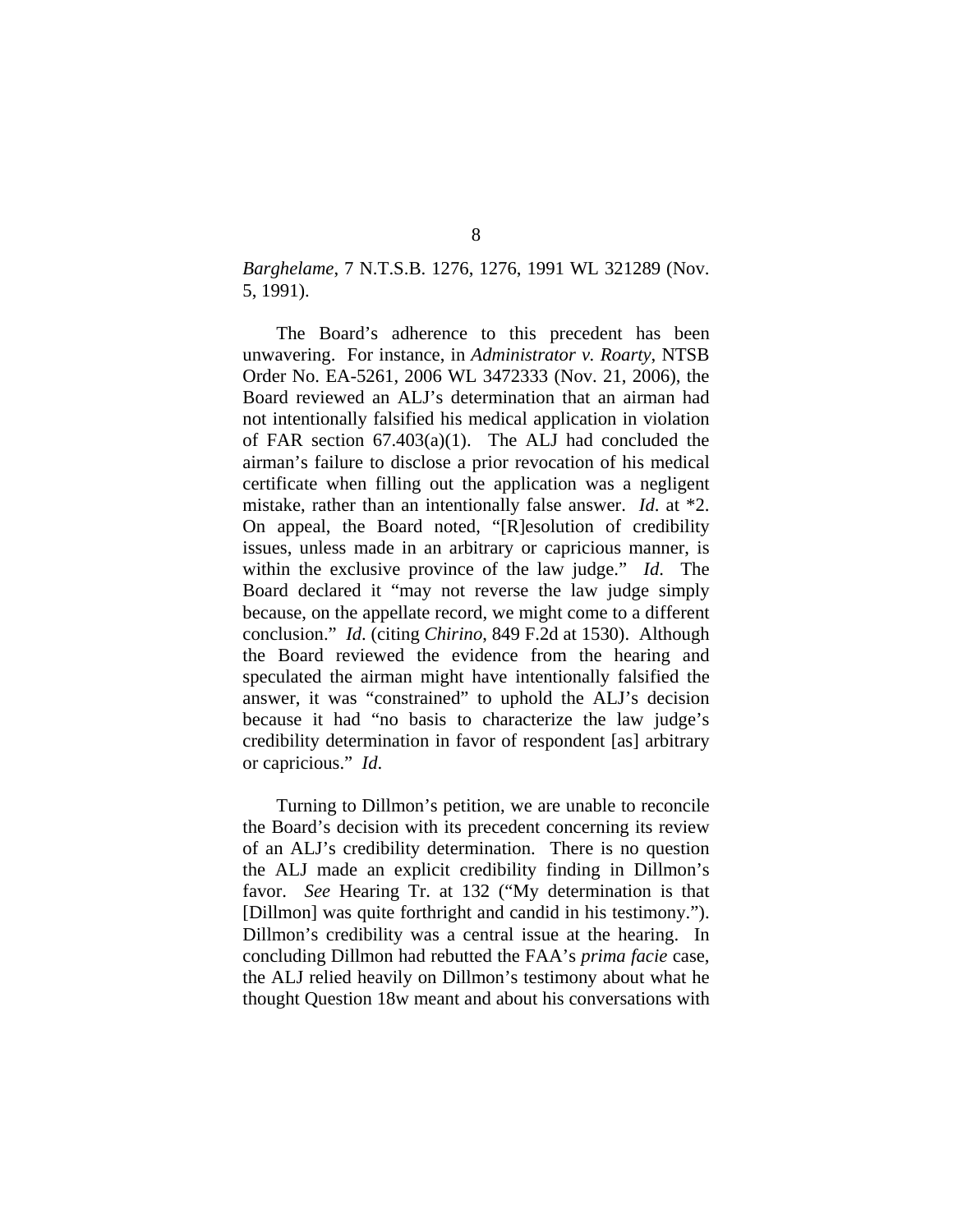*Barghelame*, 7 N.T.S.B. 1276, 1276, 1991 WL 321289 (Nov. 5, 1991).

The Board's adherence to this precedent has been unwavering. For instance, in *Administrator v. Roarty*, NTSB Order No. EA-5261, 2006 WL 3472333 (Nov. 21, 2006), the Board reviewed an ALJ's determination that an airman had not intentionally falsified his medical application in violation of FAR section 67.403(a)(1). The ALJ had concluded the airman's failure to disclose a prior revocation of his medical certificate when filling out the application was a negligent mistake, rather than an intentionally false answer. *Id*. at \*2. On appeal, the Board noted, "[R]esolution of credibility issues, unless made in an arbitrary or capricious manner, is within the exclusive province of the law judge." *Id*. The Board declared it "may not reverse the law judge simply because, on the appellate record, we might come to a different conclusion." *Id*. (citing *Chirino*, 849 F.2d at 1530). Although the Board reviewed the evidence from the hearing and speculated the airman might have intentionally falsified the answer, it was "constrained" to uphold the ALJ's decision because it had "no basis to characterize the law judge's credibility determination in favor of respondent [as] arbitrary or capricious." *Id*.

Turning to Dillmon's petition, we are unable to reconcile the Board's decision with its precedent concerning its review of an ALJ's credibility determination. There is no question the ALJ made an explicit credibility finding in Dillmon's favor. *See* Hearing Tr. at 132 ("My determination is that [Dillmon] was quite forthright and candid in his testimony."). Dillmon's credibility was a central issue at the hearing. In concluding Dillmon had rebutted the FAA's *prima facie* case, the ALJ relied heavily on Dillmon's testimony about what he thought Question 18w meant and about his conversations with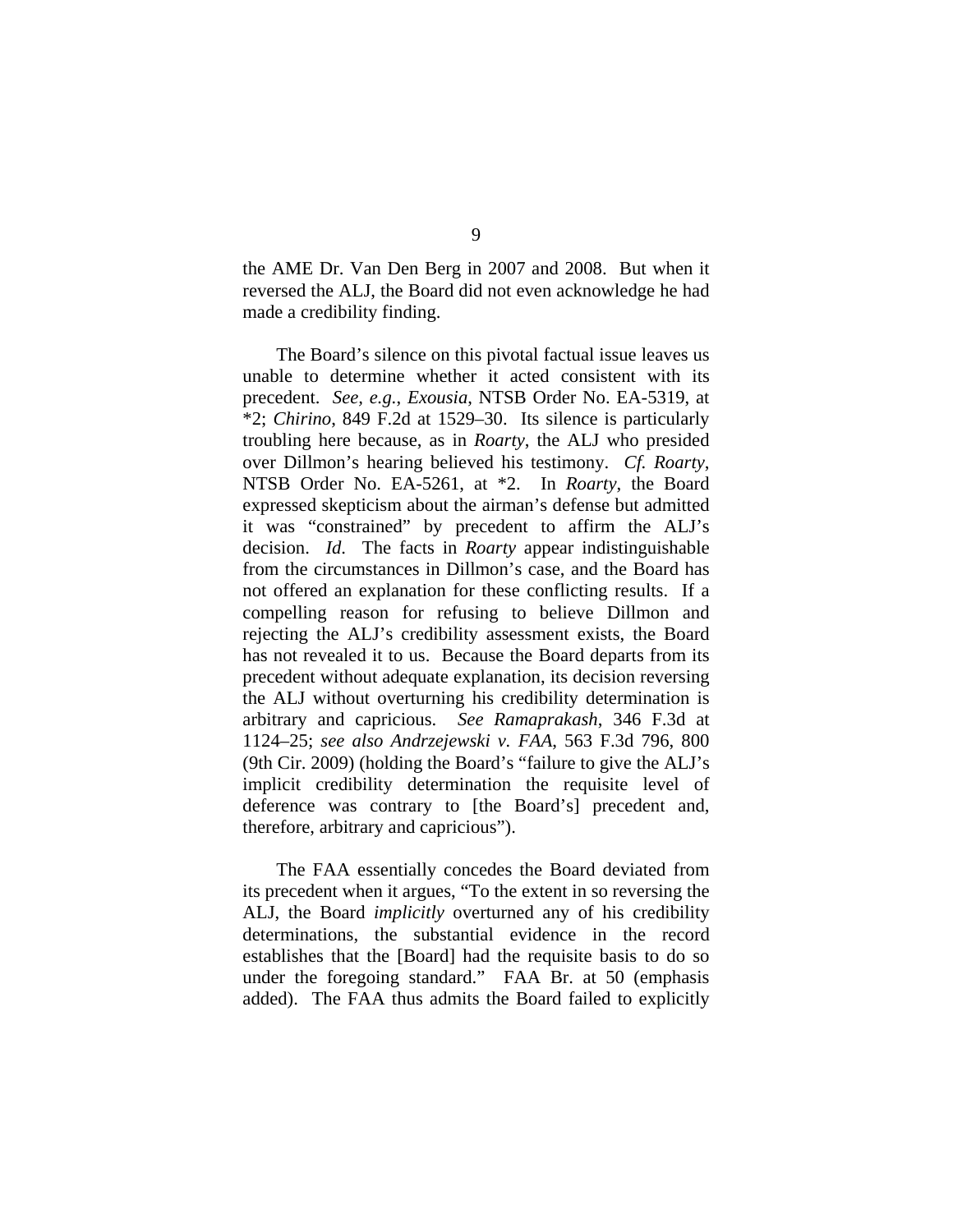the AME Dr. Van Den Berg in 2007 and 2008. But when it reversed the ALJ, the Board did not even acknowledge he had made a credibility finding.

The Board's silence on this pivotal factual issue leaves us unable to determine whether it acted consistent with its precedent. *See, e.g.*, *Exousia*, NTSB Order No. EA-5319, at *2; *Chirino*, 849 F.2d at 1529–30. Its silence is particularly troubling here because, as in *Roarty*, the ALJ who presided over Dillmon's hearing believed his testimony. *Cf. Roarty*, NTSB Order No. EA-5261, at *2. In *Roarty*, the Board expressed skepticism about the airman's defense but admitted it was "constrained" by precedent to affirm the ALJ's decision. *Id*. The facts in *Roarty* appear indistinguishable from the circumstances in Dillmon's case, and the Board has not offered an explanation for these conflicting results. If a compelling reason for refusing to believe Dillmon and rejecting the ALJ's credibility assessment exists, the Board has not revealed it to us. Because the Board departs from its precedent without adequate explanation, its decision reversing the ALJ without overturning his credibility determination is arbitrary and capricious. *See Ramaprakash*, 346 F.3d at 1124–25; *see also Andrzejewski v. FAA*, 563 F.3d 796, 800 (9th Cir. 2009) (holding the Board's "failure to give the ALJ's implicit credibility determination the requisite level of deference was contrary to [the Board's] precedent and, therefore, arbitrary and capricious").

The FAA essentially concedes the Board deviated from its precedent when it argues, "To the extent in so reversing the ALJ, the Board *implicitly* overturned any of his credibility determinations, the substantial evidence in the record establishes that the [Board] had the requisite basis to do so under the foregoing standard." FAA Br. at 50 (emphasis added). The FAA thus admits the Board failed to explicitly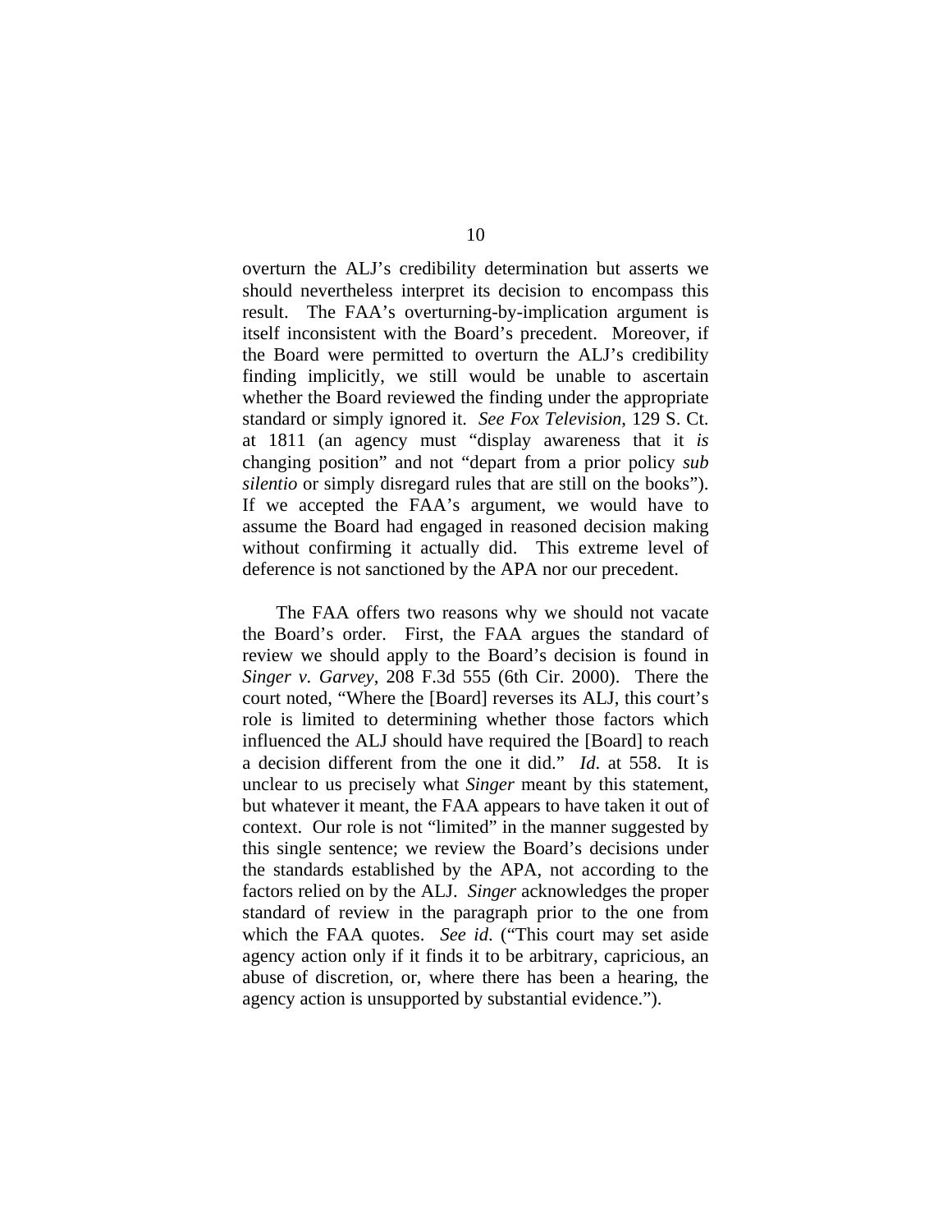overturn the ALJ's credibility determination but asserts we should nevertheless interpret its decision to encompass this result. The FAA's overturning-by-implication argument is itself inconsistent with the Board's precedent. Moreover, if the Board were permitted to overturn the ALJ's credibility finding implicitly, we still would be unable to ascertain whether the Board reviewed the finding under the appropriate standard or simply ignored it. *See Fox Television*, 129 S. Ct. at 1811 (an agency must "display awareness that it *is* changing position" and not "depart from a prior policy *sub silentio* or simply disregard rules that are still on the books"). If we accepted the FAA's argument, we would have to assume the Board had engaged in reasoned decision making without confirming it actually did. This extreme level of deference is not sanctioned by the APA nor our precedent.

The FAA offers two reasons why we should not vacate the Board's order. First, the FAA argues the standard of review we should apply to the Board's decision is found in *Singer v. Garvey*, 208 F.3d 555 (6th Cir. 2000). There the court noted, "Where the [Board] reverses its ALJ, this court's role is limited to determining whether those factors which influenced the ALJ should have required the [Board] to reach a decision different from the one it did." *Id*. at 558. It is unclear to us precisely what *Singer* meant by this statement, but whatever it meant, the FAA appears to have taken it out of context. Our role is not "limited" in the manner suggested by this single sentence; we review the Board's decisions under the standards established by the APA, not according to the factors relied on by the ALJ. *Singer* acknowledges the proper standard of review in the paragraph prior to the one from which the FAA quotes. *See id*. ("This court may set aside agency action only if it finds it to be arbitrary, capricious, an abuse of discretion, or, where there has been a hearing, the agency action is unsupported by substantial evidence.").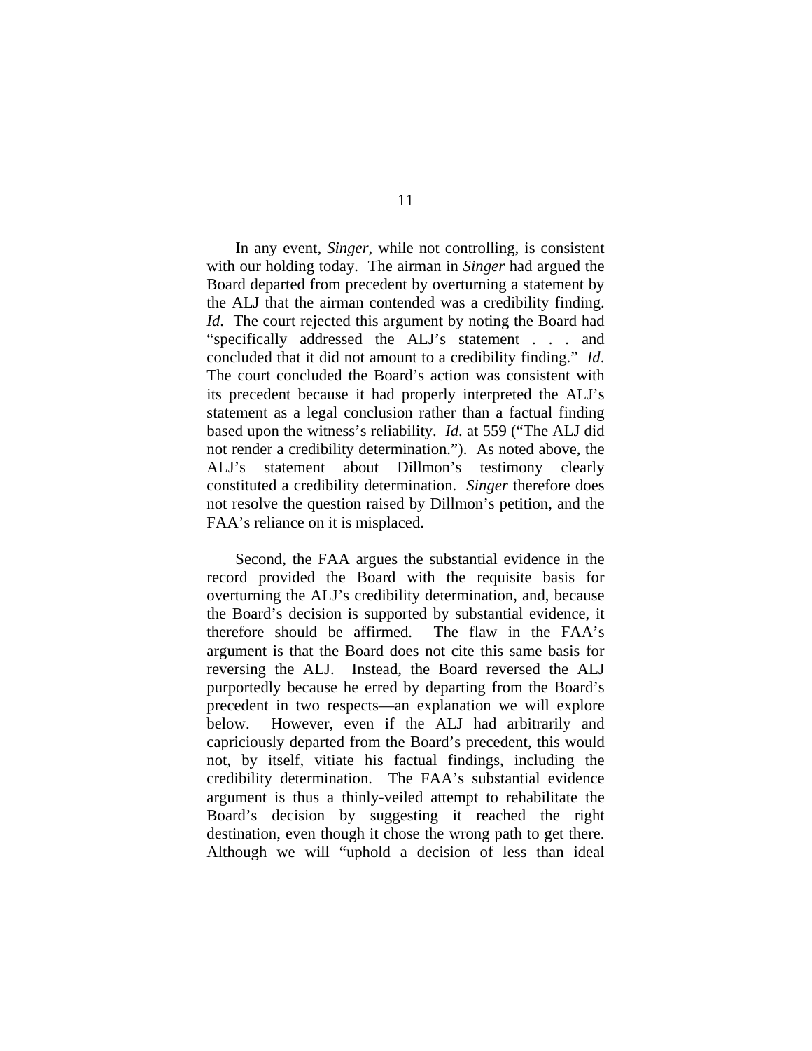In any event, *Singer*, while not controlling, is consistent with our holding today. The airman in *Singer* had argued the Board departed from precedent by overturning a statement by the ALJ that the airman contended was a credibility finding. *Id*. The court rejected this argument by noting the Board had "specifically addressed the ALJ's statement . . . and concluded that it did not amount to a credibility finding." *Id*. The court concluded the Board's action was consistent with its precedent because it had properly interpreted the ALJ's statement as a legal conclusion rather than a factual finding based upon the witness's reliability. *Id*. at 559 ("The ALJ did not render a credibility determination."). As noted above, the ALJ's statement about Dillmon's testimony clearly constituted a credibility determination. *Singer* therefore does not resolve the question raised by Dillmon's petition, and the FAA's reliance on it is misplaced.

Second, the FAA argues the substantial evidence in the record provided the Board with the requisite basis for overturning the ALJ's credibility determination, and, because the Board's decision is supported by substantial evidence, it therefore should be affirmed. The flaw in the FAA's argument is that the Board does not cite this same basis for reversing the ALJ. Instead, the Board reversed the ALJ purportedly because he erred by departing from the Board's precedent in two respects—an explanation we will explore below. However, even if the ALJ had arbitrarily and capriciously departed from the Board's precedent, this would not, by itself, vitiate his factual findings, including the credibility determination. The FAA's substantial evidence argument is thus a thinly-veiled attempt to rehabilitate the Board's decision by suggesting it reached the right destination, even though it chose the wrong path to get there. Although we will "uphold a decision of less than ideal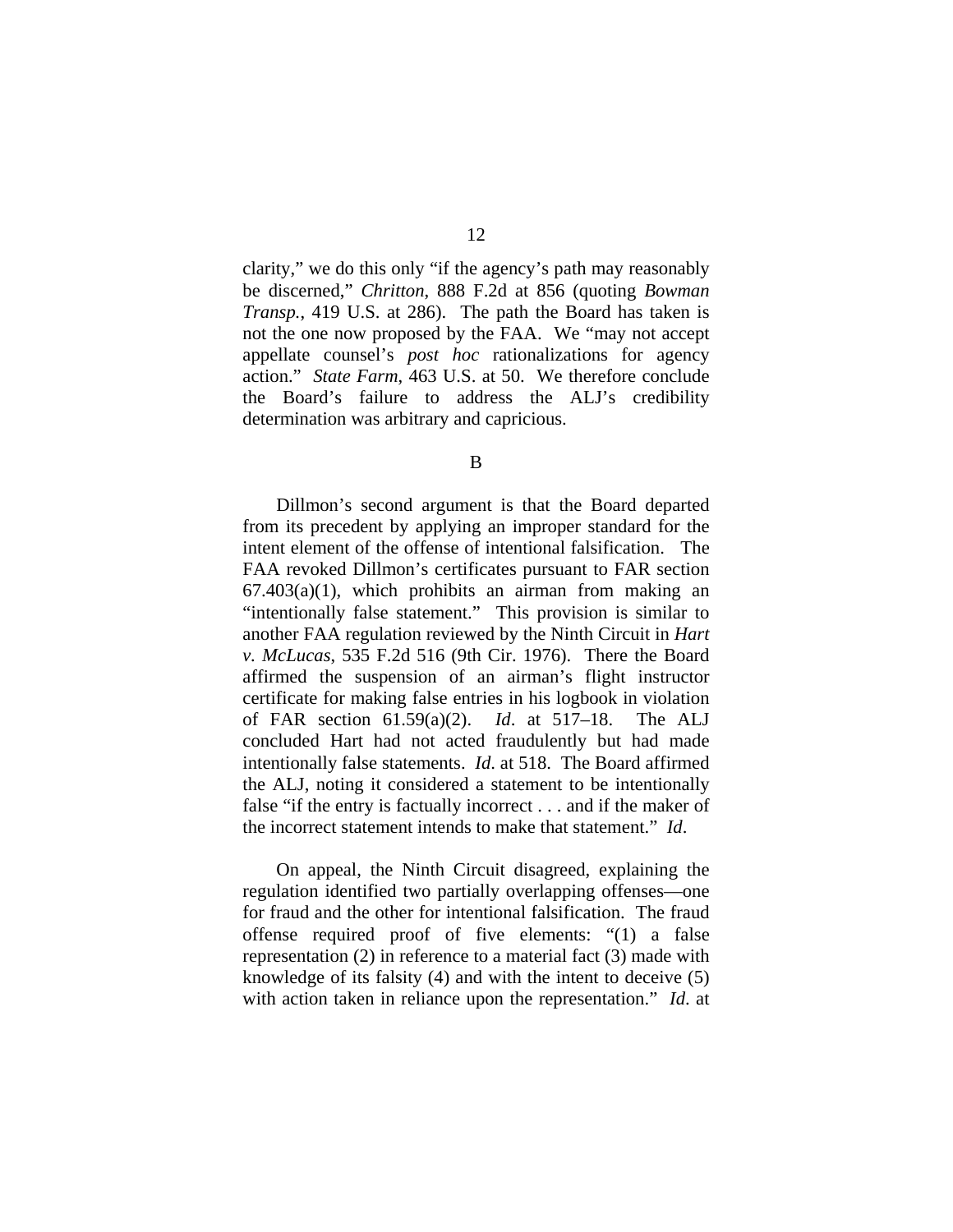clarity," we do this only "if the agency's path may reasonably be discerned," *Chritton*, 888 F.2d at 856 (quoting *Bowman Transp.*, 419 U.S. at 286). The path the Board has taken is not the one now proposed by the FAA. We "may not accept appellate counsel's *post hoc* rationalizations for agency action." *State Farm*, 463 U.S. at 50. We therefore conclude the Board's failure to address the ALJ's credibility determination was arbitrary and capricious.

## B

Dillmon's second argument is that the Board departed from its precedent by applying an improper standard for the intent element of the offense of intentional falsification. The FAA revoked Dillmon's certificates pursuant to FAR section 67.403(a)(1), which prohibits an airman from making an "intentionally false statement." This provision is similar to another FAA regulation reviewed by the Ninth Circuit in *Hart v. McLucas*, 535 F.2d 516 (9th Cir. 1976). There the Board affirmed the suspension of an airman's flight instructor certificate for making false entries in his logbook in violation of FAR section 61.59(a)(2). *Id*. at 517–18. The ALJ concluded Hart had not acted fraudulently but had made intentionally false statements. *Id*. at 518. The Board affirmed the ALJ, noting it considered a statement to be intentionally false "if the entry is factually incorrect . . . and if the maker of the incorrect statement intends to make that statement." *Id*.

On appeal, the Ninth Circuit disagreed, explaining the regulation identified two partially overlapping offenses—one for fraud and the other for intentional falsification. The fraud offense required proof of five elements: "(1) a false representation (2) in reference to a material fact (3) made with knowledge of its falsity (4) and with the intent to deceive (5) with action taken in reliance upon the representation." *Id*. at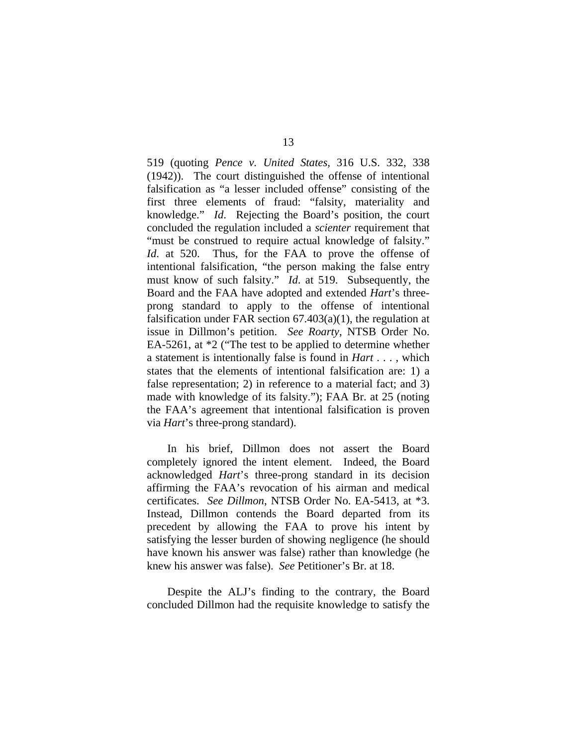519 (quoting *Pence v. United States*, 316 U.S. 332, 338 (1942)). The court distinguished the offense of intentional falsification as "a lesser included offense" consisting of the first three elements of fraud: "falsity, materiality and knowledge." *Id*. Rejecting the Board's position, the court concluded the regulation included a *scienter* requirement that "must be construed to require actual knowledge of falsity." *Id*. at 520. Thus, for the FAA to prove the offense of intentional falsification, "the person making the false entry must know of such falsity." *Id*. at 519. Subsequently, the Board and the FAA have adopted and extended *Hart*'s three-prong standard to apply to the offense of intentional falsification under FAR section 67.403(a)(1), the regulation at issue in Dillmon's petition. *See Roarty*, NTSB Order No. EA-5261, at *2 ("The test to be applied to determine whether a statement is intentionally false is found in *Hart* . . . , which states that the elements of intentional falsification are: 1) a false representation; 2) in reference to a material fact; and 3) made with knowledge of its falsity."); FAA Br. at 25 (noting the FAA's agreement that intentional falsification is proven via *Hart*'s three-prong standard).

In his brief, Dillmon does not assert the Board completely ignored the intent element. Indeed, the Board acknowledged *Hart*'s three-prong standard in its decision affirming the FAA's revocation of his airman and medical certificates. *See Dillmon*, NTSB Order No. EA-5413, at *3. Instead, Dillmon contends the Board departed from its precedent by allowing the FAA to prove his intent by satisfying the lesser burden of showing negligence (he should have known his answer was false) rather than knowledge (he knew his answer was false). *See* Petitioner's Br. at 18.

Despite the ALJ's finding to the contrary, the Board concluded Dillmon had the requisite knowledge to satisfy the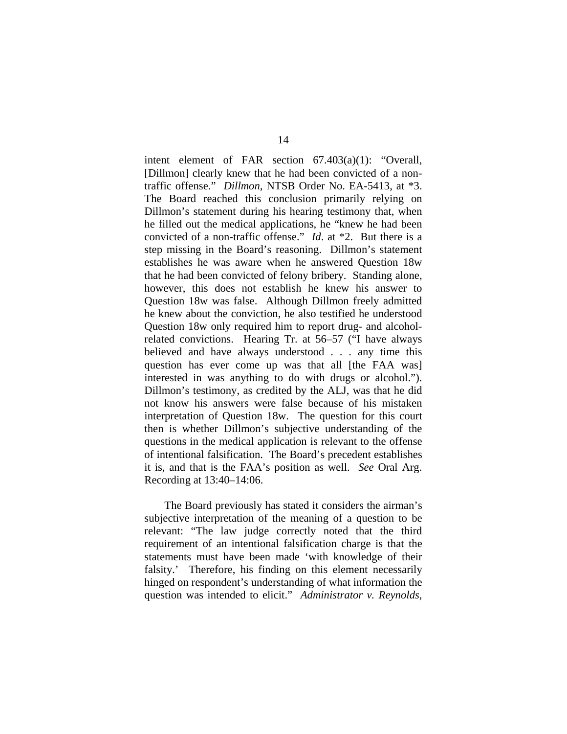intent element of FAR section 67.403(a)(1): "Overall, [Dillmon] clearly knew that he had been convicted of a non-traffic offense." *Dillmon*, NTSB Order No. EA-5413, at *3. The Board reached this conclusion primarily relying on Dillmon's statement during his hearing testimony that, when he filled out the medical applications, he "knew he had been convicted of a non-traffic offense." *Id*. at *2. But there is a step missing in the Board's reasoning. Dillmon's statement establishes he was aware when he answered Question 18w that he had been convicted of felony bribery. Standing alone, however, this does not establish he knew his answer to Question 18w was false. Although Dillmon freely admitted he knew about the conviction, he also testified he understood Question 18w only required him to report drug- and alcohol-related convictions. Hearing Tr. at 56–57 ("I have always believed and have always understood . . . any time this question has ever come up was that all [the FAA was] interested in was anything to do with drugs or alcohol."). Dillmon's testimony, as credited by the ALJ, was that he did not know his answers were false because of his mistaken interpretation of Question 18w. The question for this court then is whether Dillmon's subjective understanding of the questions in the medical application is relevant to the offense of intentional falsification. The Board's precedent establishes it is, and that is the FAA's position as well. *See* Oral Arg. Recording at 13:40–14:06.

The Board previously has stated it considers the airman's subjective interpretation of the meaning of a question to be relevant: "The law judge correctly noted that the third requirement of an intentional falsification charge is that the statements must have been made 'with knowledge of their falsity.' Therefore, his finding on this element necessarily hinged on respondent's understanding of what information the question was intended to elicit." *Administrator v. Reynolds*,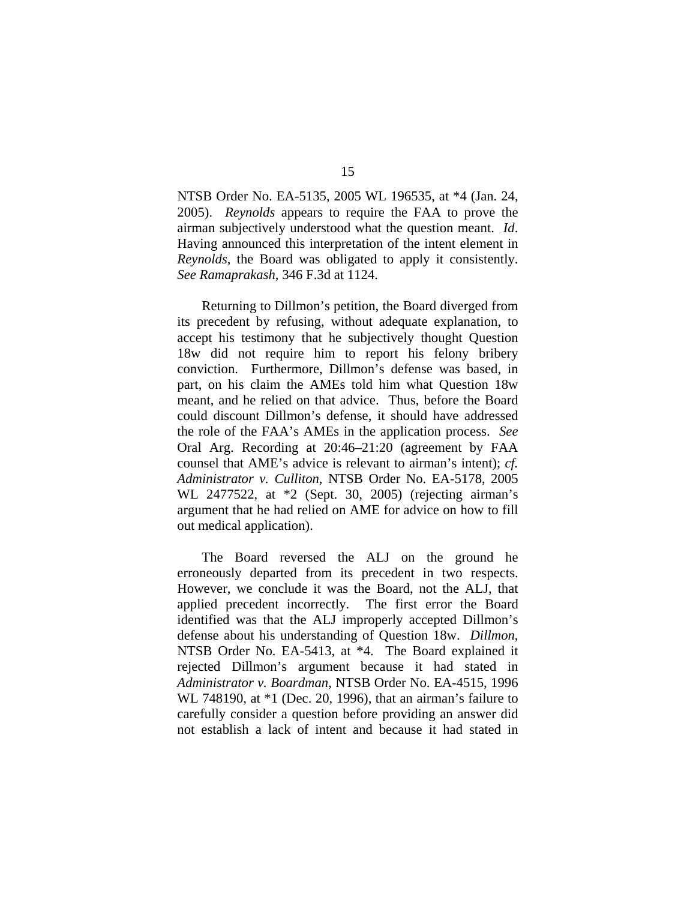NTSB Order No. EA-5135, 2005 WL 196535, at *4 (Jan. 24, 2005). *Reynolds* appears to require the FAA to prove the airman subjectively understood what the question meant. *Id*. Having announced this interpretation of the intent element in *Reynolds*, the Board was obligated to apply it consistently. *See Ramaprakash*, 346 F.3d at 1124.

Returning to Dillmon's petition, the Board diverged from its precedent by refusing, without adequate explanation, to accept his testimony that he subjectively thought Question 18w did not require him to report his felony bribery conviction. Furthermore, Dillmon's defense was based, in part, on his claim the AMEs told him what Question 18w meant, and he relied on that advice. Thus, before the Board could discount Dillmon's defense, it should have addressed the role of the FAA's AMEs in the application process. *See* Oral Arg. Recording at 20:46–21:20 (agreement by FAA counsel that AME's advice is relevant to airman's intent); *cf. Administrator v. Culliton*, NTSB Order No. EA-5178, 2005 WL 2477522, at *2 (Sept. 30, 2005) (rejecting airman's argument that he had relied on AME for advice on how to fill out medical application).

The Board reversed the ALJ on the ground he erroneously departed from its precedent in two respects. However, we conclude it was the Board, not the ALJ, that applied precedent incorrectly. The first error the Board identified was that the ALJ improperly accepted Dillmon's defense about his understanding of Question 18w. *Dillmon*, NTSB Order No. EA-5413, at *4. The Board explained it rejected Dillmon's argument because it had stated in *Administrator v. Boardman*, NTSB Order No. EA-4515, 1996 WL 748190, at *1 (Dec. 20, 1996), that an airman's failure to carefully consider a question before providing an answer did not establish a lack of intent and because it had stated in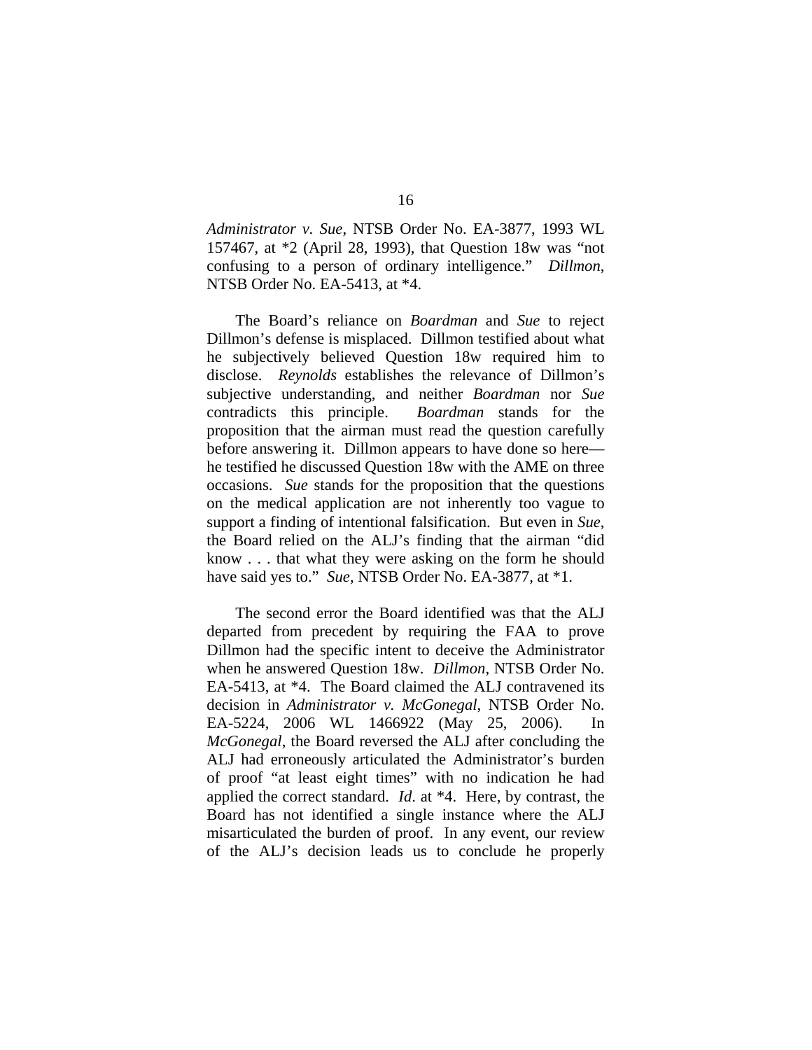*Administrator v. Sue*, NTSB Order No. EA-3877, 1993 WL 157467, at *2 (April 28, 1993), that Question 18w was "not confusing to a person of ordinary intelligence." *Dillmon*, NTSB Order No. EA-5413, at *4.

The Board's reliance on *Boardman* and *Sue* to reject Dillmon's defense is misplaced. Dillmon testified about what he subjectively believed Question 18w required him to disclose. *Reynolds* establishes the relevance of Dillmon's subjective understanding, and neither *Boardman* nor *Sue* contradicts this principle. *Boardman* stands for the proposition that the airman must read the question carefully before answering it. Dillmon appears to have done so here—he testified he discussed Question 18w with the AME on three occasions. *Sue* stands for the proposition that the questions on the medical application are not inherently too vague to support a finding of intentional falsification. But even in *Sue*, the Board relied on the ALJ's finding that the airman "did know . . . that what they were asking on the form he should have said yes to." *Sue*, NTSB Order No. EA-3877, at *1.

The second error the Board identified was that the ALJ departed from precedent by requiring the FAA to prove Dillmon had the specific intent to deceive the Administrator when he answered Question 18w. *Dillmon*, NTSB Order No. EA-5413, at *4. The Board claimed the ALJ contravened its decision in *Administrator v. McGonegal*, NTSB Order No. EA-5224, 2006 WL 1466922 (May 25, 2006). In *McGonegal*, the Board reversed the ALJ after concluding the ALJ had erroneously articulated the Administrator's burden of proof "at least eight times" with no indication he had applied the correct standard. *Id.* at *4. Here, by contrast, the Board has not identified a single instance where the ALJ misarticulated the burden of proof. In any event, our review of the ALJ's decision leads us to conclude he properly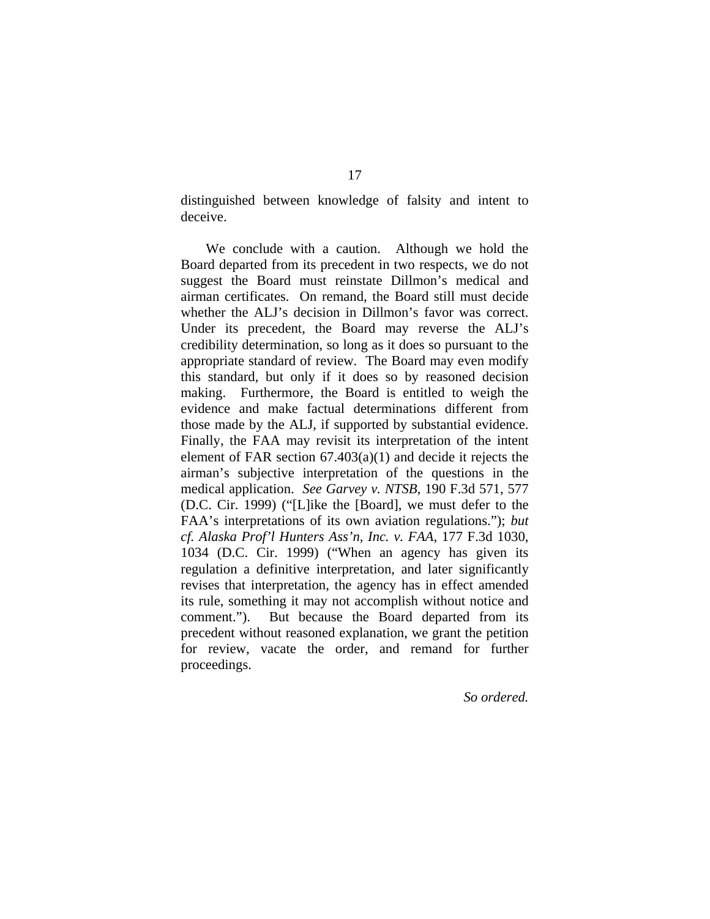distinguished between knowledge of falsity and intent to deceive.

We conclude with a caution. Although we hold the Board departed from its precedent in two respects, we do not suggest the Board must reinstate Dillmon's medical and airman certificates. On remand, the Board still must decide whether the ALJ's decision in Dillmon's favor was correct. Under its precedent, the Board may reverse the ALJ's credibility determination, so long as it does so pursuant to the appropriate standard of review. The Board may even modify this standard, but only if it does so by reasoned decision making. Furthermore, the Board is entitled to weigh the evidence and make factual determinations different from those made by the ALJ, if supported by substantial evidence. Finally, the FAA may revisit its interpretation of the intent element of FAR section 67.403(a)(1) and decide it rejects the airman's subjective interpretation of the questions in the medical application. *See Garvey v. NTSB*, 190 F.3d 571, 577 (D.C. Cir. 1999) ("[L]ike the [Board], we must defer to the FAA's interpretations of its own aviation regulations."); *but cf. Alaska Prof'l Hunters Ass'n, Inc. v. FAA*, 177 F.3d 1030, 1034 (D.C. Cir. 1999) ("When an agency has given its regulation a definitive interpretation, and later significantly revises that interpretation, the agency has in effect amended its rule, something it may not accomplish without notice and comment."). But because the Board departed from its precedent without reasoned explanation, we grant the petition for review, vacate the order, and remand for further proceedings.

*So ordered.*